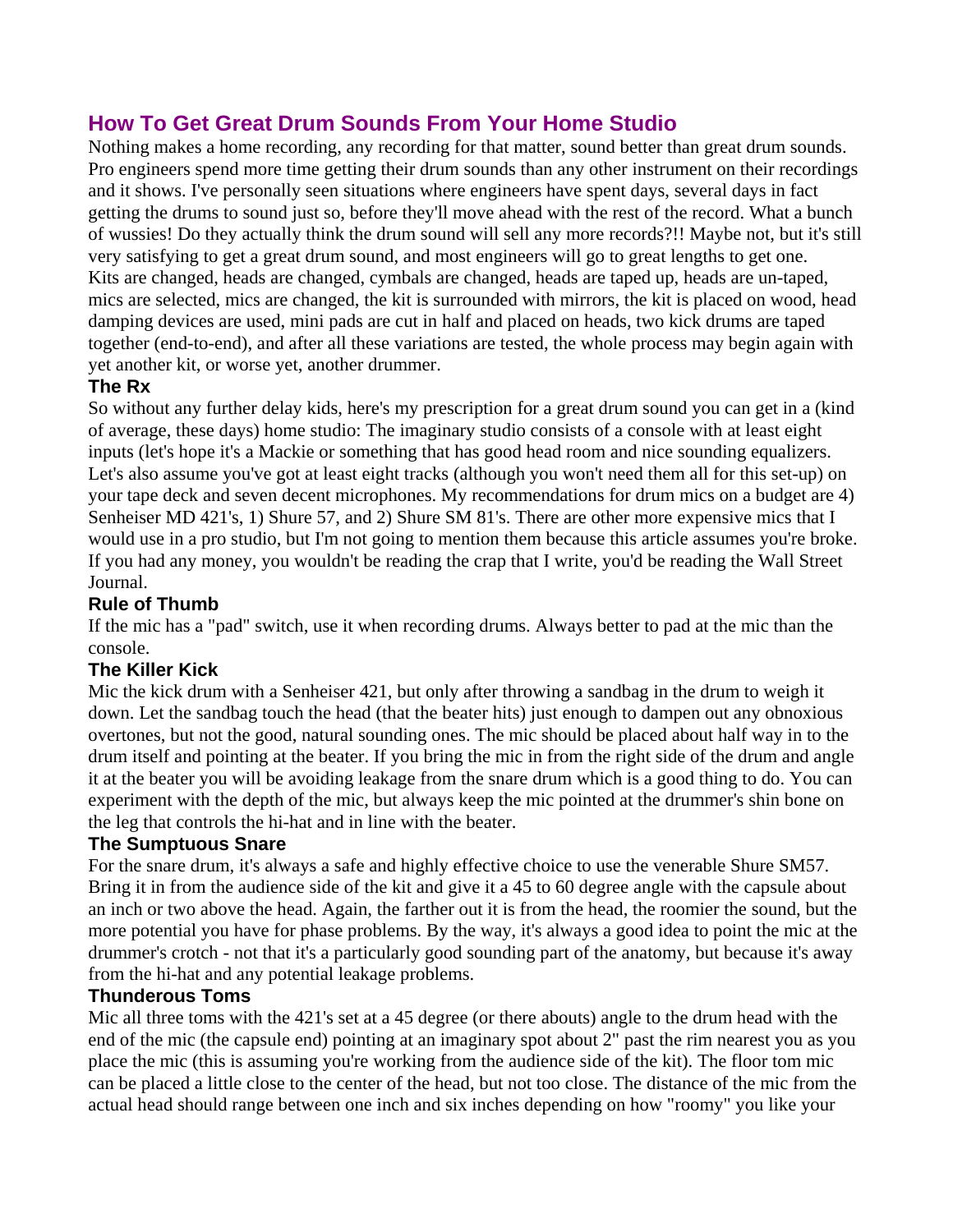# How To Get Great Drum Sounds From Your Home Studio

Nothing makes a home recording, any recording for that matter, sound better than great drum sounds. Pro engineers spend more time getting their drum sounds than any other instrument on their recordings and it shows. I've personally seen situations where engineers have spent days, several days in fact getting the drums to sound just so, before they'll move ahead with the rest of the record. What a bunch of wussies! Do they actually think the drum sound will sell any more records?!! Maybe not, but it's still very satisfying to get a great drum sound, and most engineers will go to great lengths to get one. Kits are changed, heads are changed, cymbals are changed, heads are taped up, heads are un-taped, mics are selected, mics are changed, the kit is surrounded with mirrors, the kit is placed on wood, head damping devices are used, mini pads are cut in half and placed on heads, two kick drums are taped together (end-to-end), and after all these variations are tested, the whole process may begin again with yet another kit, or worse yet, another drummer.

### The Rx

So without any further delay kids, here's my prescription for a great drum sound you can get in a (kind of average, these days) home studio: The imaginary studio consists of a console with at least eight inputs (let's hope it's a Mackie or something that has good head room and nice sounding equalizers. Let's also assume you've got at least eight tracks (although you won't need them all for this set-up) on your tape deck and seven decent microphones. My recommendations for drum mics on a budget are 4) Senheiser MD 421's, 1) Shure 57, and 2) Shure SM 81's. There are other more expensive mics that I would use in a pro studio, but I'm not going to mention them because this article assumes you're broke. If you had any money, you wouldn't be reading the crap that I write, you'd be reading the Wall Street Journal.

### Rule of Thumb

If the mic has a "pad" switch, use it when recording drums. Always better to pad at the mic than the console.

### The Killer Kick

Mic the kick drum with a Senheiser 421, but only after throwing a sandbag in the drum to weigh it down. Let the sandbag touch the head (that the beater hits) just enough to dampen out any obnoxious overtones, but not the good, natural sounding ones. The mic should be placed about half way in to the drum itself and pointing at the beater. If you bring the mic in from the right side of the drum and angle it at the beater you will be avoiding leakage from the snare drum which is a good thing to do. You can experiment with the depth of the mic, but always keep the mic pointed at the drummer's shin bone on the leg that controls the hi-hat and in line with the beater.

### The Sumptuous Snare

For the snare drum, it's always a safe and highly effective choice to use the venerable Shure SM57. Bring it in from the audience side of the kit and give it a 45 to 60 degree angle with the capsule about an inch or two above the head. Again, the farther out it is from the head, the roomier the sound, but the more potential you have for phase problems. By the way, it's always a good idea to point the mic at the drummer's crotch - not that it's a particularly good sounding part of the anatomy, but because it's away from the hi-hat and any potential leakage problems.

### Thunderous Toms

Mic all three toms with the 421's set at a 45 degree (or there abouts) angle to the drum head with the end of the mic (the capsule end) pointing at an imaginary spot about 2" past the rim nearest you as you place the mic (this is assuming you're working from the audience side of the kit). The floor tom mic can be placed a little close to the center of the head, but not too close. The distance of the mic from the actual head should range between one inch and six inches depending on how "roomy" you like your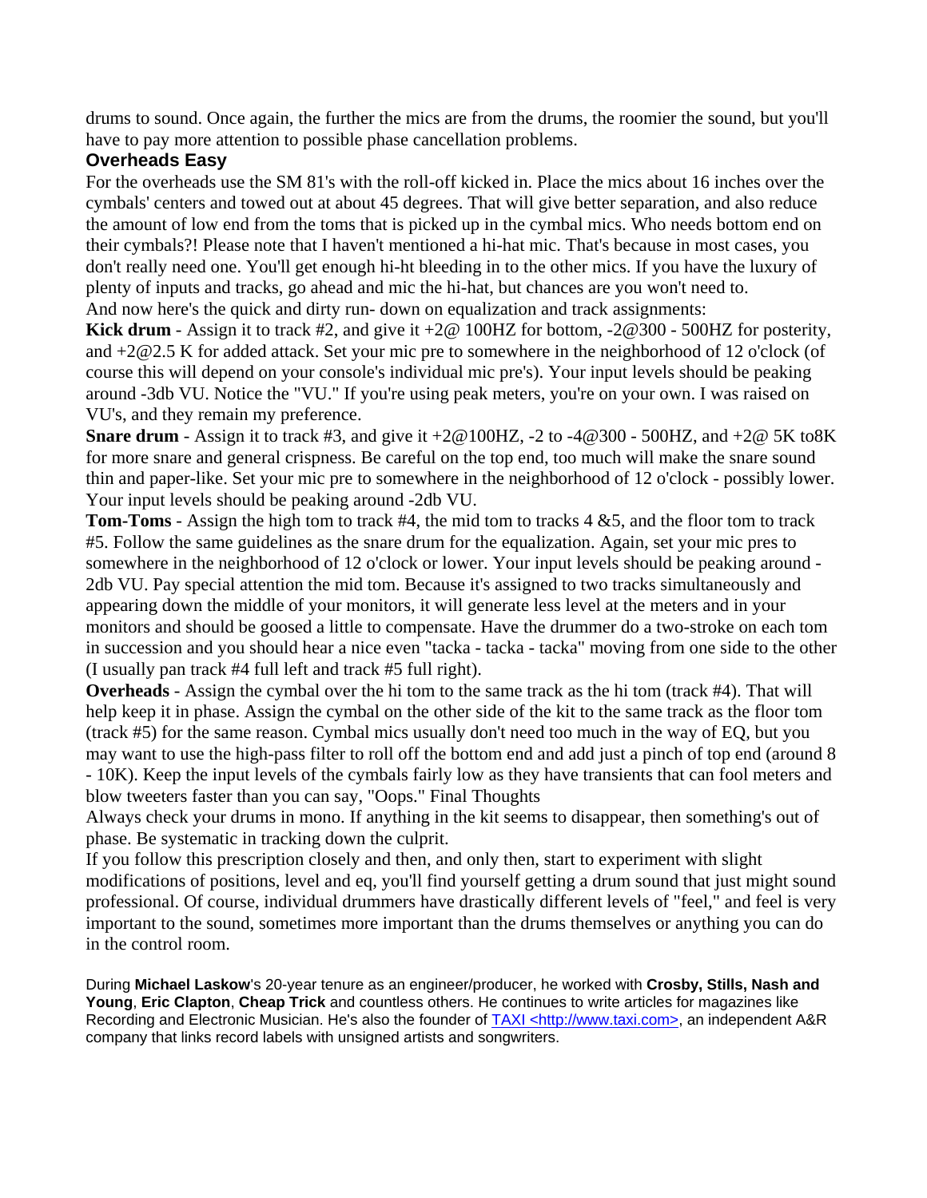drums to sound. Once again, the further the mics are from the drums, the roomier the sound, but you'll have to pay more attention to possible phase cancellation problems.

### Overheads Easy

For the overheads use the SM 81's with the roll-off kicked in. Place the mics about 16 inches over the cymbals' centers and towed out at about 45 degrees. That will give better separation, and also reduce the amount of low end from the toms that is picked up in the cymbal mics. Who needs bottom end on their cymbals?! Please note that I haven't mentioned a hi-hat mic. That's because in most cases, you don't really need one. You'll get enough hi-ht bleeding in to the other mics. If you have the luxury of plenty of inputs and tracks, go ahead and mic the hi-hat, but chances are you won't need to.

And now here's the quick and dirty run- down on equalization and track assignments:

**Kick drum** - Assign it to track #2, and give it +2@ 100HZ for bottom, -2@300 - 500HZ for posterity, and +2@2.5 K for added attack. Set your mic pre to somewhere in the neighborhood of 12 o'clock (of course this will depend on your console's individual mic pre's). Your input levels should be peaking around -3db VU. Notice the "VU." If you're using peak meters, you're on your own. I was raised on VU's, and they remain my preference.

**Snare drum** - Assign it to track #3, and give it +2@100HZ, -2 to -4@300 - 500HZ, and +2@ 5K to8K for more snare and general crispness. Be careful on the top end, too much will make the snare sound thin and paper-like. Set your mic pre to somewhere in the neighborhood of 12 o'clock - possibly lower. Your input levels should be peaking around -2db VU.

**Tom-Toms** - Assign the high tom to track #4, the mid tom to tracks 4 &5, and the floor tom to track #5. Follow the same guidelines as the snare drum for the equalization. Again, set your mic pres to somewhere in the neighborhood of 12 o'clock or lower. Your input levels should be peaking around -2db VU. Pay special attention the mid tom. Because it's assigned to two tracks simultaneously and appearing down the middle of your monitors, it will generate less level at the meters and in your monitors and should be goosed a little to compensate. Have the drummer do a two-stroke on each tom in succession and you should hear a nice even "tacka - tacka - tacka" moving from one side to the other (I usually pan track #4 full left and track #5 full right).

**Overheads** - Assign the cymbal over the hi tom to the same track as the hi tom (track #4). That will help keep it in phase. Assign the cymbal on the other side of the kit to the same track as the floor tom (track #5) for the same reason. Cymbal mics usually don't need too much in the way of EQ, but you may want to use the high-pass filter to roll off the bottom end and add just a pinch of top end (around 8 - 10K). Keep the input levels of the cymbals fairly low as they have transients that can fool meters and blow tweeters faster than you can say, "Oops." Final Thoughts

Always check your drums in mono. If anything in the kit seems to disappear, then something's out of phase. Be systematic in tracking down the culprit.

If you follow this prescription closely and then, and only then, start to experiment with slight modifications of positions, level and eq, you'll find yourself getting a drum sound that just might sound professional. Of course, individual drummers have drastically different levels of "feel," and feel is very important to the sound, sometimes more important than the drums themselves or anything you can do in the control room.

During **Michael Laskow**'s 20-year tenure as an engineer/producer, he worked with **Crosby, Stills, Nash and Young**, **Eric Clapton**, **Cheap Trick** and countless others. He continues to write articles for magazines like Recording and Electronic Musician. He's also the founder of TAXI <http://www.taxi.com>, an independent A&R company that links record labels with unsigned artists and songwriters.